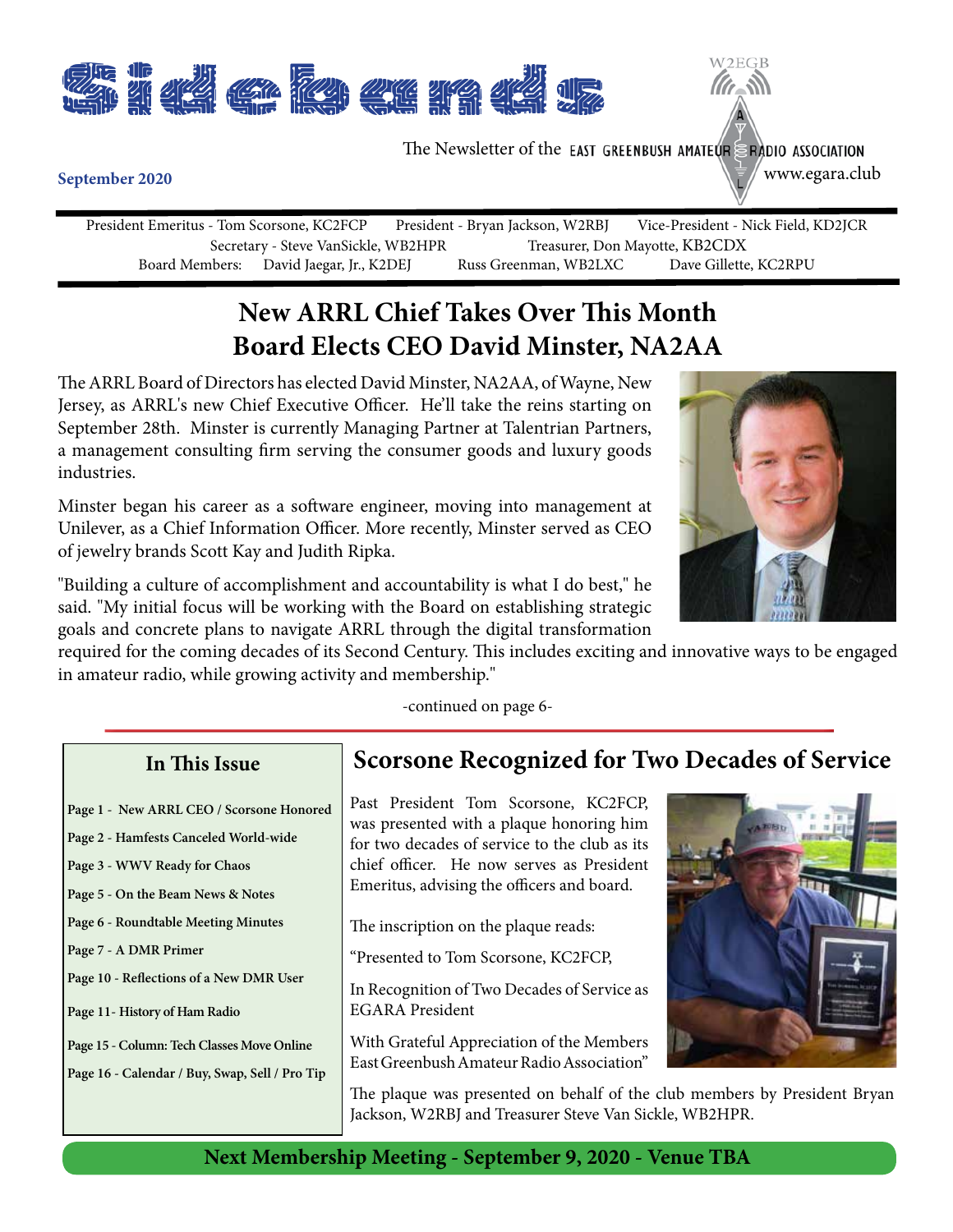# Sidebands

The Newsletter of the EAST GREENBUSH AMATEUR RADIO ASSOCIATION

W2EGB

www.egara.club

**September 2020**

President Emeritus - Tom Scorsone, KC2FCP   President - Bryan Jackson, W2RBJ   Vice-President - Nick Field, KD2JCR
Secretary - Steve VanSickle, WB2HPR   Treasurer, Don Mayotte, KB2CDX
Board Members: David Jaegar, Jr., K2DEJ   Russ Greenman, WB2LXC   Dave Gillette, KC2RPU

## New ARRL Chief Takes Over This Month
## Board Elects CEO David Minster, NA2AA

The ARRL Board of Directors has elected David Minster, NA2AA, of Wayne, New Jersey, as ARRL's new Chief Executive Officer. He'll take the reins starting on September 28th. Minster is currently Managing Partner at Talentrian Partners, a management consulting firm serving the consumer goods and luxury goods industries.

Minster began his career as a software engineer, moving into management at Unilever, as a Chief Information Officer. More recently, Minster served as CEO of jewelry brands Scott Kay and Judith Ripka.

"Building a culture of accomplishment and accountability is what I do best," he said. "My initial focus will be working with the Board on establishing strategic goals and concrete plans to navigate ARRL through the digital transformation required for the coming decades of its Second Century. This includes exciting and innovative ways to be engaged in amateur radio, while growing activity and membership."

-continued on page 6-

### In This Issue

- Page 1 - New ARRL CEO / Scorsone Honored
- Page 2 - Hamfests Canceled World-wide
- Page 3 - WWV Ready for Chaos
- Page 5 - On the Beam News & Notes
- Page 6 - Roundtable Meeting Minutes
- Page 7 - A DMR Primer
- Page 10 - Reflections of a New DMR User
- Page 11- History of Ham Radio
- Page 15 - Column: Tech Classes Move Online
- Page 16 - Calendar / Buy, Swap, Sell / Pro Tip

## Scorsone Recognized for Two Decades of Service

Past President Tom Scorsone, KC2FCP, was presented with a plaque honoring him for two decades of service to the club as its chief officer. He now serves as President Emeritus, advising the officers and board.

The inscription on the plaque reads:

"Presented to Tom Scorsone, KC2FCP,

In Recognition of Two Decades of Service as EGARA President

With Grateful Appreciation of the Members East Greenbush Amateur Radio Association"

The plaque was presented on behalf of the club members by President Bryan Jackson, W2RBJ and Treasurer Steve Van Sickle, WB2HPR.

**Next Membership Meeting - September 9, 2020 - Venue TBA**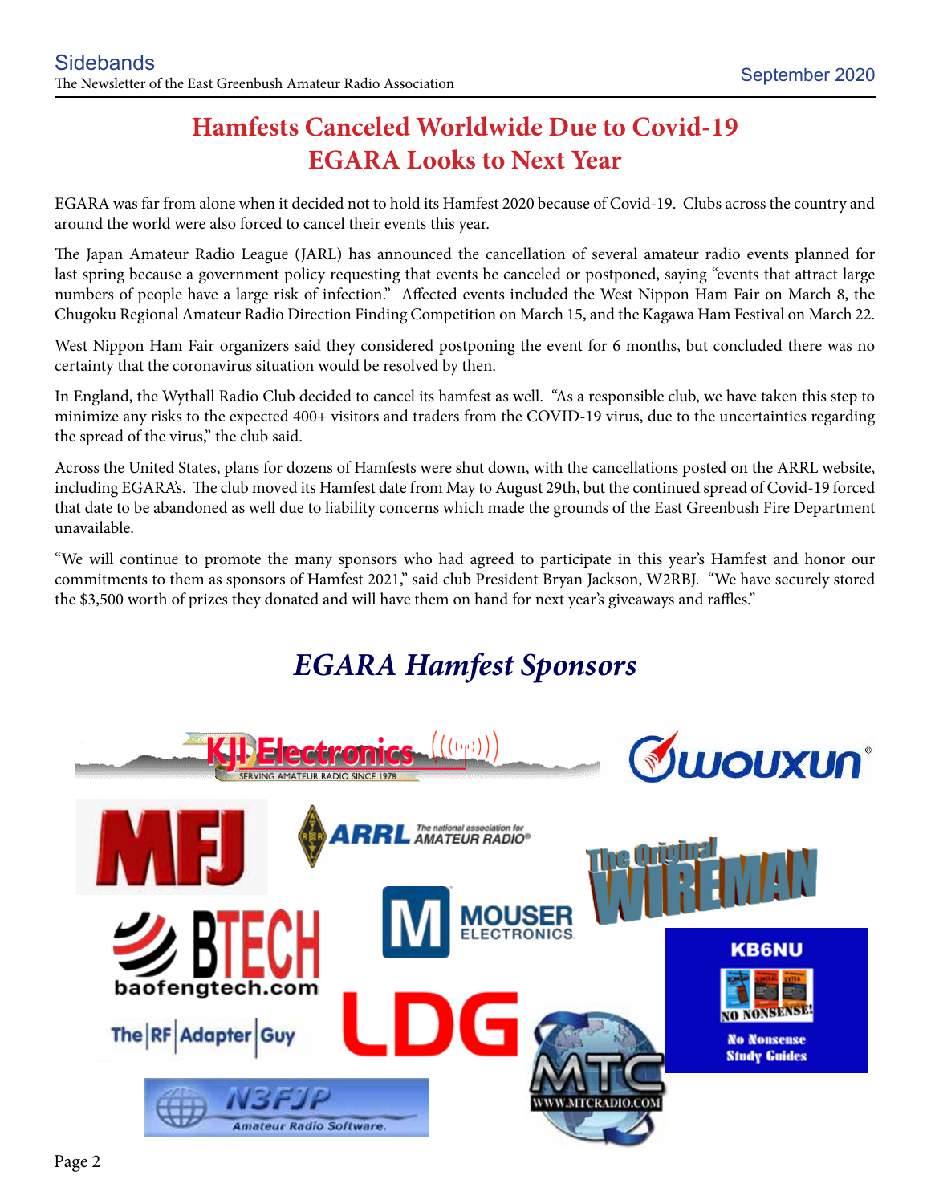# Hamfests Canceled Worldwide Due to Covid-19
# EGARA Looks to Next Year

EGARA was far from alone when it decided not to hold its Hamfest 2020 because of Covid-19. Clubs across the country and around the world were also forced to cancel their events this year.

The Japan Amateur Radio League (JARL) has announced the cancellation of several amateur radio events planned for last spring because a government policy requesting that events be canceled or postponed, saying "events that attract large numbers of people have a large risk of infection." Affected events included the West Nippon Ham Fair on March 8, the Chugoku Regional Amateur Radio Direction Finding Competition on March 15, and the Kagawa Ham Festival on March 22.

West Nippon Ham Fair organizers said they considered postponing the event for 6 months, but concluded there was no certainty that the coronavirus situation would be resolved by then.

In England, the Wythall Radio Club decided to cancel its hamfest as well. "As a responsible club, we have taken this step to minimize any risks to the expected 400+ visitors and traders from the COVID-19 virus, due to the uncertainties regarding the spread of the virus," the club said.

Across the United States, plans for dozens of Hamfests were shut down, with the cancellations posted on the ARRL website, including EGARA's. The club moved its Hamfest date from May to August 29th, but the continued spread of Covid-19 forced that date to be abandoned as well due to liability concerns which made the grounds of the East Greenbush Fire Department unavailable.

"We will continue to promote the many sponsors who had agreed to participate in this year's Hamfest and honor our commitments to them as sponsors of Hamfest 2021," said club President Bryan Jackson, W2RBJ. "We have securely stored the $3,500 worth of prizes they donated and will have them on hand for next year's giveaways and raffles."

## *EGARA Hamfest Sponsors*

KJI Electronics — Serving Amateur Radio Since 1978

Wouxun

MFJ

ARRL — The national association for Amateur Radio

The Original Wireman

BTECH — baofengtech.com

Mouser Electronics

KB6NU — No Nonsense Study Guides

The RF Adapter Guy

LDG

MTC — www.mtcradio.com

N3FJP Amateur Radio Software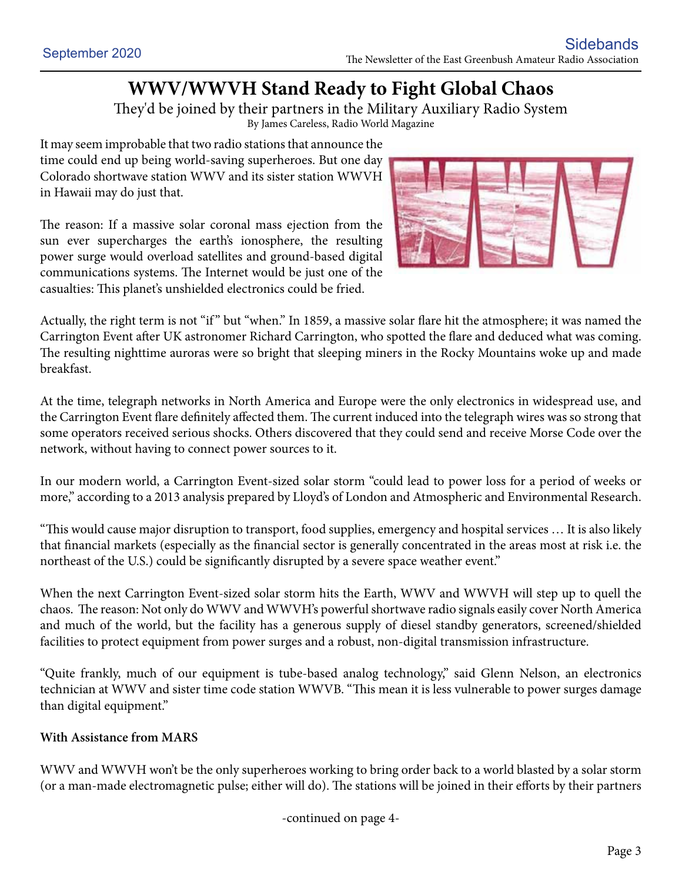# WWV/WWVH Stand Ready to Fight Global Chaos

They'd be joined by their partners in the Military Auxiliary Radio System

By James Careless, Radio World Magazine

It may seem improbable that two radio stations that announce the time could end up being world-saving superheroes. But one day Colorado shortwave station WWV and its sister station WWVH in Hawaii may do just that.

The reason: If a massive solar coronal mass ejection from the sun ever supercharges the earth's ionosphere, the resulting power surge would overload satellites and ground-based digital communications systems. The Internet would be just one of the casualties: This planet's unshielded electronics could be fried.

Actually, the right term is not "if" but "when." In 1859, a massive solar flare hit the atmosphere; it was named the Carrington Event after UK astronomer Richard Carrington, who spotted the flare and deduced what was coming. The resulting nighttime auroras were so bright that sleeping miners in the Rocky Mountains woke up and made breakfast.

At the time, telegraph networks in North America and Europe were the only electronics in widespread use, and the Carrington Event flare definitely affected them. The current induced into the telegraph wires was so strong that some operators received serious shocks. Others discovered that they could send and receive Morse Code over the network, without having to connect power sources to it.

In our modern world, a Carrington Event-sized solar storm "could lead to power loss for a period of weeks or more," according to a 2013 analysis prepared by Lloyd's of London and Atmospheric and Environmental Research.

"This would cause major disruption to transport, food supplies, emergency and hospital services … It is also likely that financial markets (especially as the financial sector is generally concentrated in the areas most at risk i.e. the northeast of the U.S.) could be significantly disrupted by a severe space weather event."

When the next Carrington Event-sized solar storm hits the Earth, WWV and WWVH will step up to quell the chaos. The reason: Not only do WWV and WWVH's powerful shortwave radio signals easily cover North America and much of the world, but the facility has a generous supply of diesel standby generators, screened/shielded facilities to protect equipment from power surges and a robust, non-digital transmission infrastructure.

"Quite frankly, much of our equipment is tube-based analog technology," said Glenn Nelson, an electronics technician at WWV and sister time code station WWVB. "This mean it is less vulnerable to power surges damage than digital equipment."

**With Assistance from MARS**

WWV and WWVH won't be the only superheroes working to bring order back to a world blasted by a solar storm (or a man-made electromagnetic pulse; either will do). The stations will be joined in their efforts by their partners

-continued on page 4-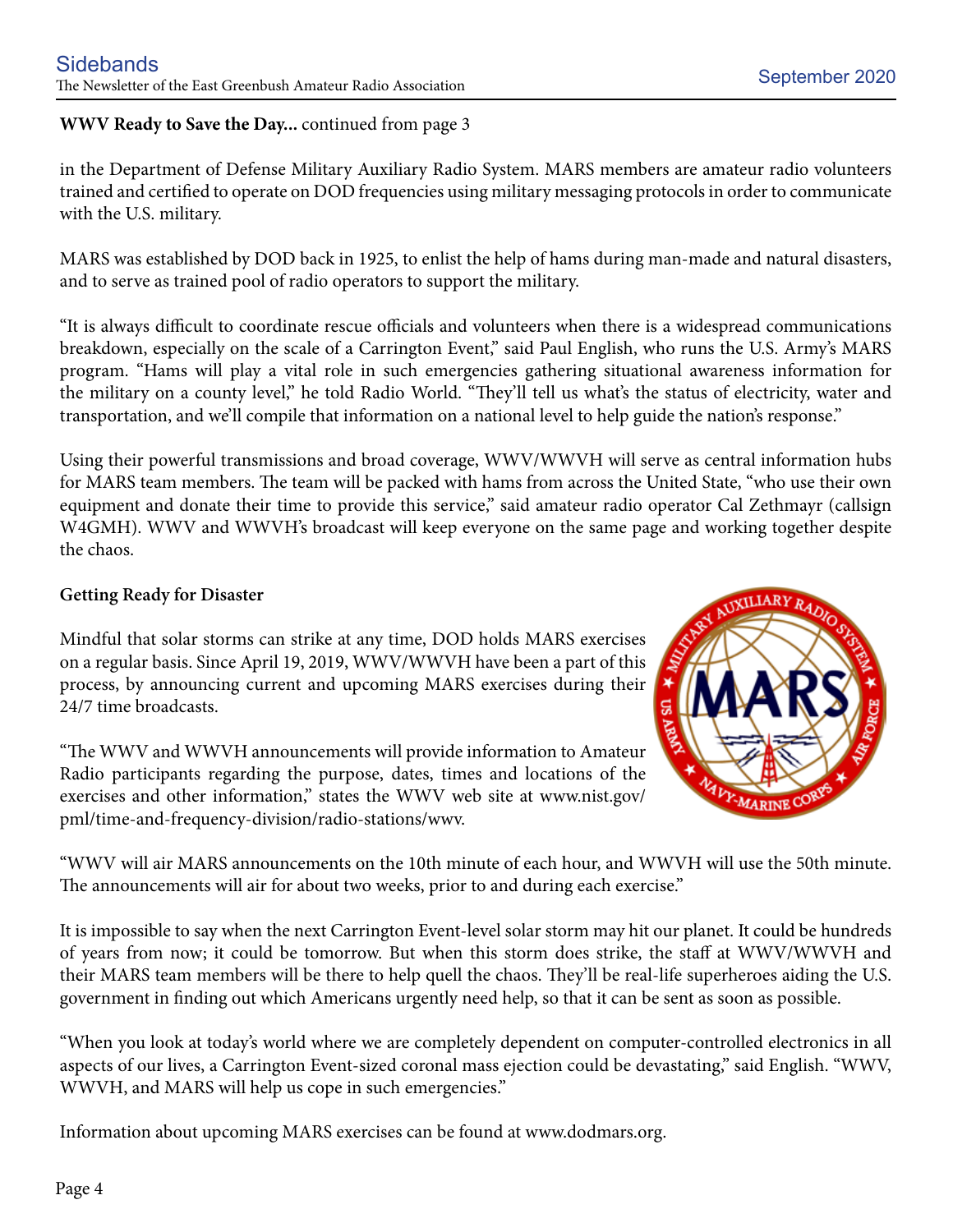**WWV Ready to Save the Day...** continued from page 3

in the Department of Defense Military Auxiliary Radio System. MARS members are amateur radio volunteers trained and certified to operate on DOD frequencies using military messaging protocols in order to communicate with the U.S. military.

MARS was established by DOD back in 1925, to enlist the help of hams during man-made and natural disasters, and to serve as trained pool of radio operators to support the military.

"It is always difficult to coordinate rescue officials and volunteers when there is a widespread communications breakdown, especially on the scale of a Carrington Event," said Paul English, who runs the U.S. Army's MARS program. "Hams will play a vital role in such emergencies gathering situational awareness information for the military on a county level," he told Radio World. "They'll tell us what's the status of electricity, water and transportation, and we'll compile that information on a national level to help guide the nation's response."

Using their powerful transmissions and broad coverage, WWV/WWVH will serve as central information hubs for MARS team members. The team will be packed with hams from across the United State, "who use their own equipment and donate their time to provide this service," said amateur radio operator Cal Zethmayr (callsign W4GMH). WWV and WWVH's broadcast will keep everyone on the same page and working together despite the chaos.

**Getting Ready for Disaster**

Mindful that solar storms can strike at any time, DOD holds MARS exercises on a regular basis. Since April 19, 2019, WWV/WWVH have been a part of this process, by announcing current and upcoming MARS exercises during their 24/7 time broadcasts.

"The WWV and WWVH announcements will provide information to Amateur Radio participants regarding the purpose, dates, times and locations of the exercises and other information," states the WWV web site at www.nist.gov/pml/time-and-frequency-division/radio-stations/wwv.

"WWV will air MARS announcements on the 10th minute of each hour, and WWVH will use the 50th minute. The announcements will air for about two weeks, prior to and during each exercise."

It is impossible to say when the next Carrington Event-level solar storm may hit our planet. It could be hundreds of years from now; it could be tomorrow. But when this storm does strike, the staff at WWV/WWVH and their MARS team members will be there to help quell the chaos. They'll be real-life superheroes aiding the U.S. government in finding out which Americans urgently need help, so that it can be sent as soon as possible.

"When you look at today's world where we are completely dependent on computer-controlled electronics in all aspects of our lives, a Carrington Event-sized coronal mass ejection could be devastating," said English. "WWV, WWVH, and MARS will help us cope in such emergencies."

Information about upcoming MARS exercises can be found at www.dodmars.org.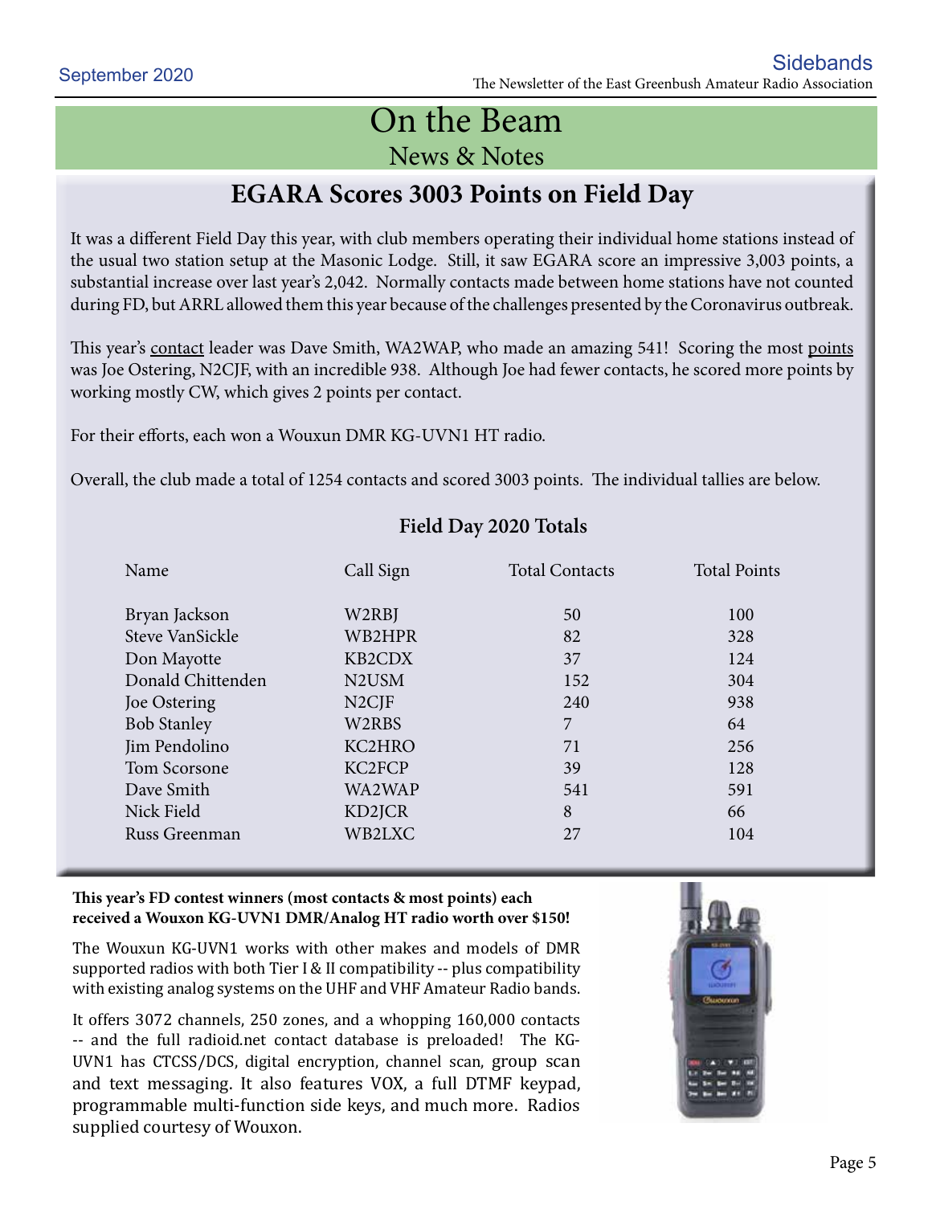# On the Beam

## News & Notes

### EGARA Scores 3003 Points on Field Day

It was a different Field Day this year, with club members operating their individual home stations instead of the usual two station setup at the Masonic Lodge. Still, it saw EGARA score an impressive 3,003 points, a substantial increase over last year's 2,042. Normally contacts made between home stations have not counted during FD, but ARRL allowed them this year because of the challenges presented by the Coronavirus outbreak.

This year's contact leader was Dave Smith, WA2WAP, who made an amazing 541! Scoring the most points was Joe Ostering, N2CJF, with an incredible 938. Although Joe had fewer contacts, he scored more points by working mostly CW, which gives 2 points per contact.

For their efforts, each won a Wouxun DMR KG-UVN1 HT radio.

Overall, the club made a total of 1254 contacts and scored 3003 points. The individual tallies are below.

**Field Day 2020 Totals**

| Name | Call Sign | Total Contacts | Total Points |
|---|---|---|---|
| Bryan Jackson | W2RBJ | 50 | 100 |
| Steve VanSickle | WB2HPR | 82 | 328 |
| Don Mayotte | KB2CDX | 37 | 124 |
| Donald Chittenden | N2USM | 152 | 304 |
| Joe Ostering | N2CJF | 240 | 938 |
| Bob Stanley | W2RBS | 7 | 64 |
| Jim Pendolino | KC2HRO | 71 | 256 |
| Tom Scorsone | KC2FCP | 39 | 128 |
| Dave Smith | WA2WAP | 541 | 591 |
| Nick Field | KD2JCR | 8 | 66 |
| Russ Greenman | WB2LXC | 27 | 104 |

**This year's FD contest winners (most contacts & most points) each received a Wouxon KG-UVN1 DMR/Analog HT radio worth over $150!**

The Wouxun KG-UVN1 works with other makes and models of DMR supported radios with both Tier I & II compatibility -- plus compatibility with existing analog systems on the UHF and VHF Amateur Radio bands.

It offers 3072 channels, 250 zones, and a whopping 160,000 contacts -- and the full radioid.net contact database is preloaded! The KG-UVN1 has CTCSS/DCS, digital encryption, channel scan, group scan and text messaging. It also features VOX, a full DTMF keypad, programmable multi-function side keys, and much more. Radios supplied courtesy of Wouxon.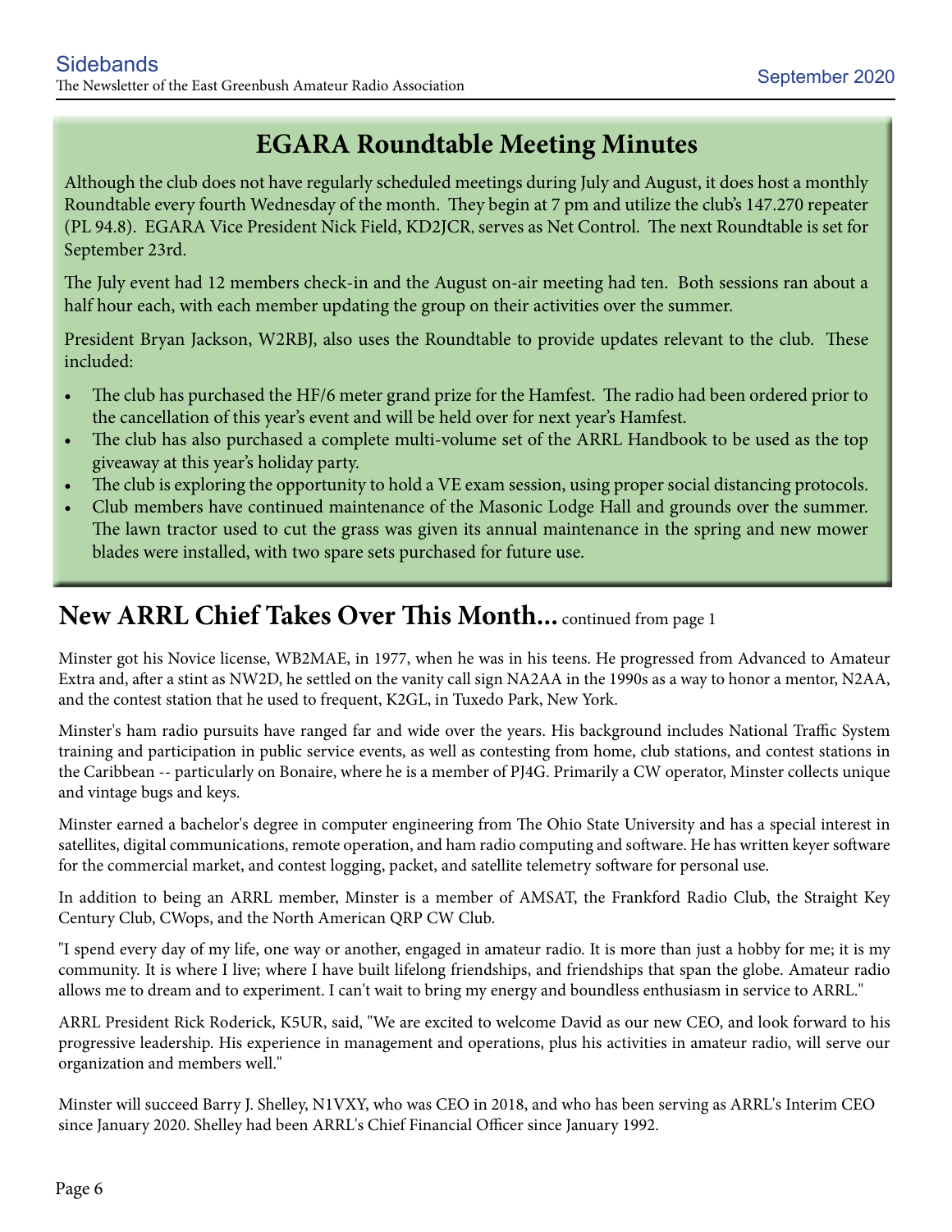## EGARA Roundtable Meeting Minutes

Although the club does not have regularly scheduled meetings during July and August, it does host a monthly Roundtable every fourth Wednesday of the month. They begin at 7 pm and utilize the club's 147.270 repeater (PL 94.8). EGARA Vice President Nick Field, KD2JCR, serves as Net Control. The next Roundtable is set for September 23rd.

The July event had 12 members check-in and the August on-air meeting had ten. Both sessions ran about a half hour each, with each member updating the group on their activities over the summer.

President Bryan Jackson, W2RBJ, also uses the Roundtable to provide updates relevant to the club. These included:

- The club has purchased the HF/6 meter grand prize for the Hamfest. The radio had been ordered prior to the cancellation of this year's event and will be held over for next year's Hamfest.
- The club has also purchased a complete multi-volume set of the ARRL Handbook to be used as the top giveaway at this year's holiday party.
- The club is exploring the opportunity to hold a VE exam session, using proper social distancing protocols.
- Club members have continued maintenance of the Masonic Lodge Hall and grounds over the summer. The lawn tractor used to cut the grass was given its annual maintenance in the spring and new mower blades were installed, with two spare sets purchased for future use.

## New ARRL Chief Takes Over This Month... continued from page 1

Minster got his Novice license, WB2MAE, in 1977, when he was in his teens. He progressed from Advanced to Amateur Extra and, after a stint as NW2D, he settled on the vanity call sign NA2AA in the 1990s as a way to honor a mentor, N2AA, and the contest station that he used to frequent, K2GL, in Tuxedo Park, New York.

Minster's ham radio pursuits have ranged far and wide over the years. His background includes National Traffic System training and participation in public service events, as well as contesting from home, club stations, and contest stations in the Caribbean -- particularly on Bonaire, where he is a member of PJ4G. Primarily a CW operator, Minster collects unique and vintage bugs and keys.

Minster earned a bachelor's degree in computer engineering from The Ohio State University and has a special interest in satellites, digital communications, remote operation, and ham radio computing and software. He has written keyer software for the commercial market, and contest logging, packet, and satellite telemetry software for personal use.

In addition to being an ARRL member, Minster is a member of AMSAT, the Frankford Radio Club, the Straight Key Century Club, CWops, and the North American QRP CW Club.

"I spend every day of my life, one way or another, engaged in amateur radio. It is more than just a hobby for me; it is my community. It is where I live; where I have built lifelong friendships, and friendships that span the globe. Amateur radio allows me to dream and to experiment. I can't wait to bring my energy and boundless enthusiasm in service to ARRL."

ARRL President Rick Roderick, K5UR, said, "We are excited to welcome David as our new CEO, and look forward to his progressive leadership. His experience in management and operations, plus his activities in amateur radio, will serve our organization and members well."

Minster will succeed Barry J. Shelley, N1VXY, who was CEO in 2018, and who has been serving as ARRL's Interim CEO since January 2020. Shelley had been ARRL's Chief Financial Officer since January 1992.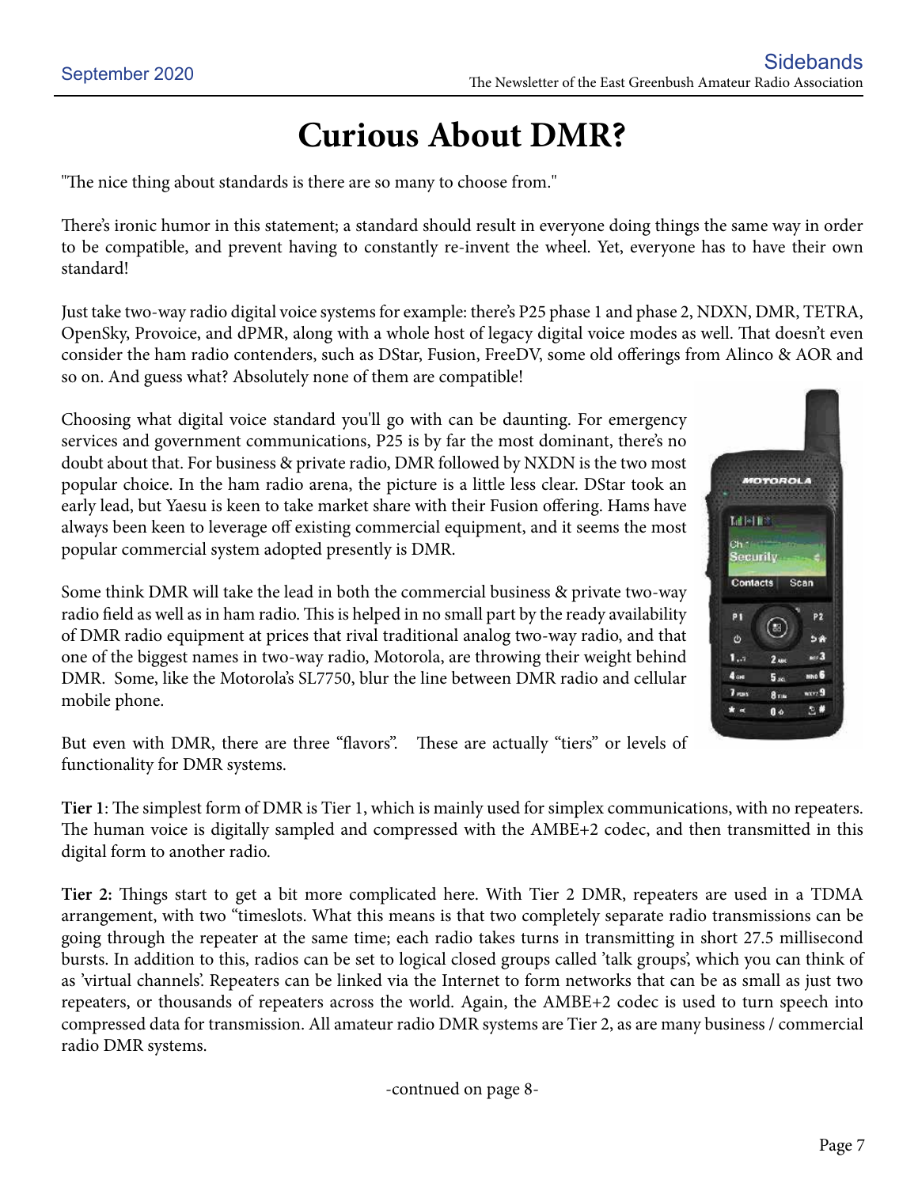# Curious About DMR?

"The nice thing about standards is there are so many to choose from."

There's ironic humor in this statement; a standard should result in everyone doing things the same way in order to be compatible, and prevent having to constantly re-invent the wheel. Yet, everyone has to have their own standard!

Just take two-way radio digital voice systems for example: there's P25 phase 1 and phase 2, NDXN, DMR, TETRA, OpenSky, Provoice, and dPMR, along with a whole host of legacy digital voice modes as well. That doesn't even consider the ham radio contenders, such as DStar, Fusion, FreeDV, some old offerings from Alinco & AOR and so on. And guess what? Absolutely none of them are compatible!

Choosing what digital voice standard you'll go with can be daunting. For emergency services and government communications, P25 is by far the most dominant, there's no doubt about that. For business & private radio, DMR followed by NXDN is the two most popular choice. In the ham radio arena, the picture is a little less clear. DStar took an early lead, but Yaesu is keen to take market share with their Fusion offering. Hams have always been keen to leverage off existing commercial equipment, and it seems the most popular commercial system adopted presently is DMR.

Some think DMR will take the lead in both the commercial business & private two-way radio field as well as in ham radio. This is helped in no small part by the ready availability of DMR radio equipment at prices that rival traditional analog two-way radio, and that one of the biggest names in two-way radio, Motorola, are throwing their weight behind DMR. Some, like the Motorola's SL7750, blur the line between DMR radio and cellular mobile phone.

But even with DMR, there are three "flavors". These are actually "tiers" or levels of functionality for DMR systems.

**Tier 1**: The simplest form of DMR is Tier 1, which is mainly used for simplex communications, with no repeaters. The human voice is digitally sampled and compressed with the AMBE+2 codec, and then transmitted in this digital form to another radio.

**Tier 2:** Things start to get a bit more complicated here. With Tier 2 DMR, repeaters are used in a TDMA arrangement, with two "timeslots. What this means is that two completely separate radio transmissions can be going through the repeater at the same time; each radio takes turns in transmitting in short 27.5 millisecond bursts. In addition to this, radios can be set to logical closed groups called 'talk groups', which you can think of as 'virtual channels'. Repeaters can be linked via the Internet to form networks that can be as small as just two repeaters, or thousands of repeaters across the world. Again, the AMBE+2 codec is used to turn speech into compressed data for transmission. All amateur radio DMR systems are Tier 2, as are many business / commercial radio DMR systems.

-contnued on page 8-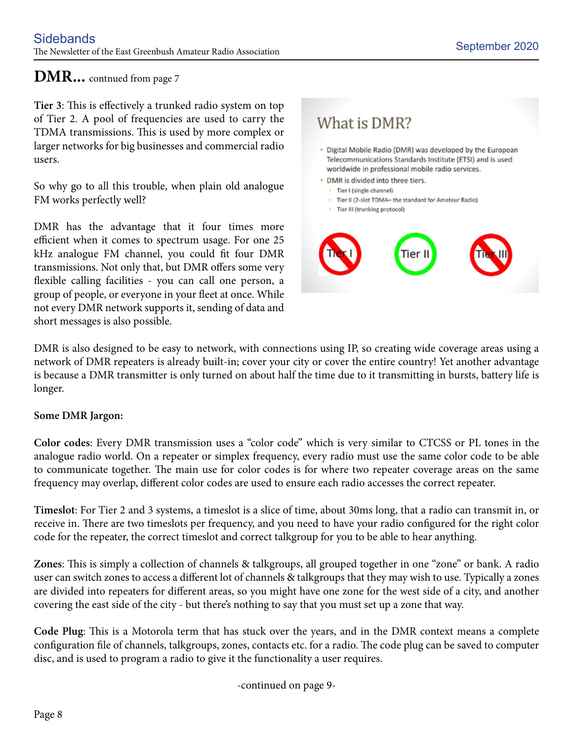## DMR... contnued from page 7

**Tier 3**: This is effectively a trunked radio system on top of Tier 2. A pool of frequencies are used to carry the TDMA transmissions. This is used by more complex or larger networks for big businesses and commercial radio users.

So why go to all this trouble, when plain old analogue FM works perfectly well?

DMR has the advantage that it four times more efficient when it comes to spectrum usage. For one 25 kHz analogue FM channel, you could fit four DMR transmissions. Not only that, but DMR offers some very flexible calling facilities - you can call one person, a group of people, or everyone in your fleet at once. While not every DMR network supports it, sending of data and short messages is also possible.

DMR is also designed to be easy to network, with connections using IP, so creating wide coverage areas using a network of DMR repeaters is already built-in; cover your city or cover the entire country! Yet another advantage is because a DMR transmitter is only turned on about half the time due to it transmitting in bursts, battery life is longer.

**Some DMR Jargon:**

**Color codes**: Every DMR transmission uses a "color code" which is very similar to CTCSS or PL tones in the analogue radio world. On a repeater or simplex frequency, every radio must use the same color code to be able to communicate together. The main use for color codes is for where two repeater coverage areas on the same frequency may overlap, different color codes are used to ensure each radio accesses the correct repeater.

**Timeslot**: For Tier 2 and 3 systems, a timeslot is a slice of time, about 30ms long, that a radio can transmit in, or receive in. There are two timeslots per frequency, and you need to have your radio configured for the right color code for the repeater, the correct timeslot and correct talkgroup for you to be able to hear anything.

**Zones**: This is simply a collection of channels & talkgroups, all grouped together in one "zone" or bank. A radio user can switch zones to access a different lot of channels & talkgroups that they may wish to use. Typically a zones are divided into repeaters for different areas, so you might have one zone for the west side of a city, and another covering the east side of the city - but there's nothing to say that you must set up a zone that way.

**Code Plug**: This is a Motorola term that has stuck over the years, and in the DMR context means a complete configuration file of channels, talkgroups, zones, contacts etc. for a radio. The code plug can be saved to computer disc, and is used to program a radio to give it the functionality a user requires.

-continued on page 9-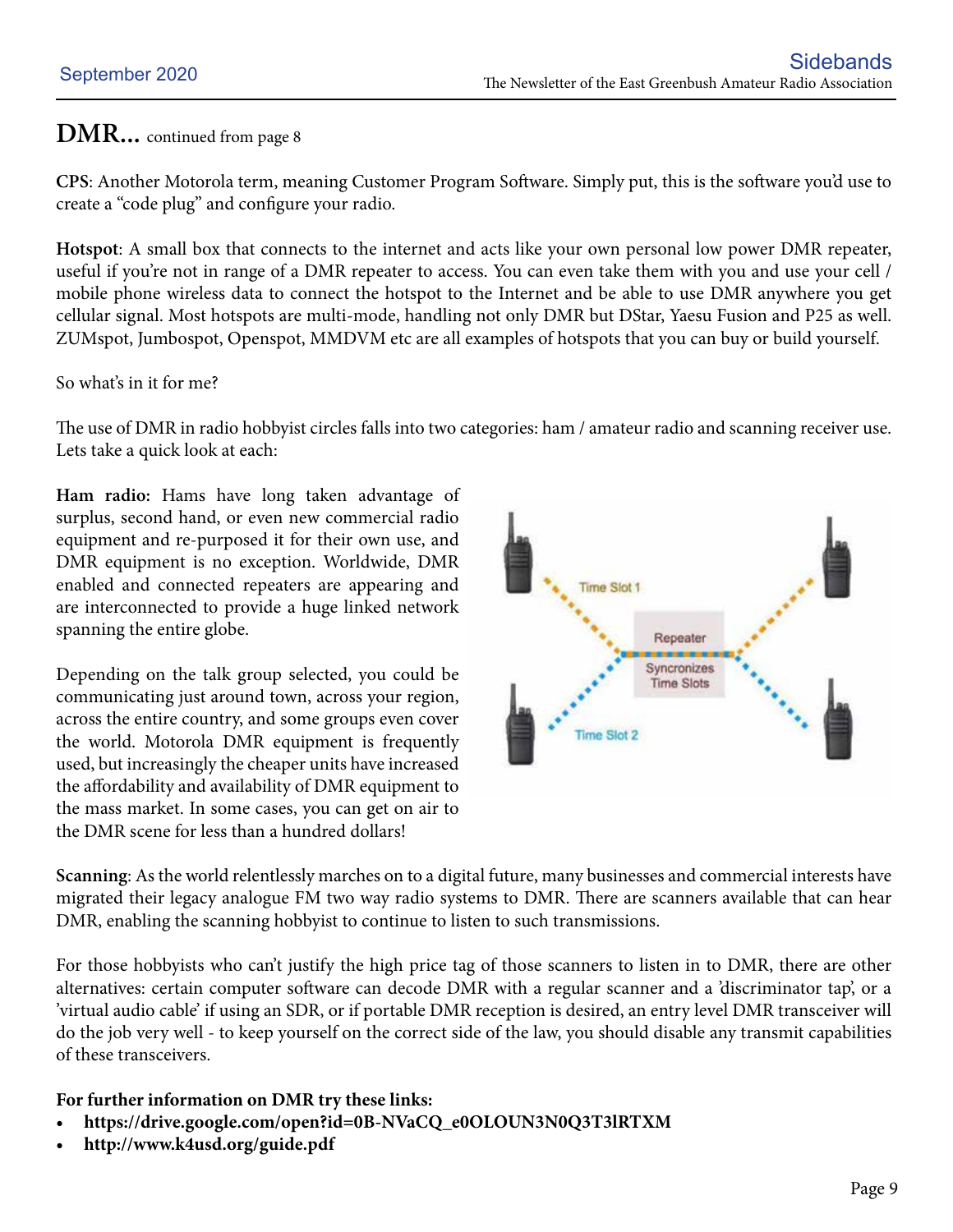# DMR... continued from page 8

**CPS**: Another Motorola term, meaning Customer Program Software. Simply put, this is the software you'd use to create a "code plug" and configure your radio.

**Hotspot**: A small box that connects to the internet and acts like your own personal low power DMR repeater, useful if you're not in range of a DMR repeater to access. You can even take them with you and use your cell / mobile phone wireless data to connect the hotspot to the Internet and be able to use DMR anywhere you get cellular signal. Most hotspots are multi-mode, handling not only DMR but DStar, Yaesu Fusion and P25 as well. ZUMspot, Jumbospot, Openspot, MMDVM etc are all examples of hotspots that you can buy or build yourself.

So what's in it for me?

The use of DMR in radio hobbyist circles falls into two categories: ham / amateur radio and scanning receiver use. Lets take a quick look at each:

**Ham radio:** Hams have long taken advantage of surplus, second hand, or even new commercial radio equipment and re-purposed it for their own use, and DMR equipment is no exception. Worldwide, DMR enabled and connected repeaters are appearing and are interconnected to provide a huge linked network spanning the entire globe.

Depending on the talk group selected, you could be communicating just around town, across your region, across the entire country, and some groups even cover the world. Motorola DMR equipment is frequently used, but increasingly the cheaper units have increased the affordability and availability of DMR equipment to the mass market. In some cases, you can get on air to the DMR scene for less than a hundred dollars!

**Scanning**: As the world relentlessly marches on to a digital future, many businesses and commercial interests have migrated their legacy analogue FM two way radio systems to DMR. There are scanners available that can hear DMR, enabling the scanning hobbyist to continue to listen to such transmissions.

For those hobbyists who can't justify the high price tag of those scanners to listen in to DMR, there are other alternatives: certain computer software can decode DMR with a regular scanner and a 'discriminator tap', or a 'virtual audio cable' if using an SDR, or if portable DMR reception is desired, an entry level DMR transceiver will do the job very well - to keep yourself on the correct side of the law, you should disable any transmit capabilities of these transceivers.

**For further information on DMR try these links:**

- **https://drive.google.com/open?id=0B-NVaCQ_e0OLOUN3N0Q3T3lRTXM**
- **http://www.k4usd.org/guide.pdf**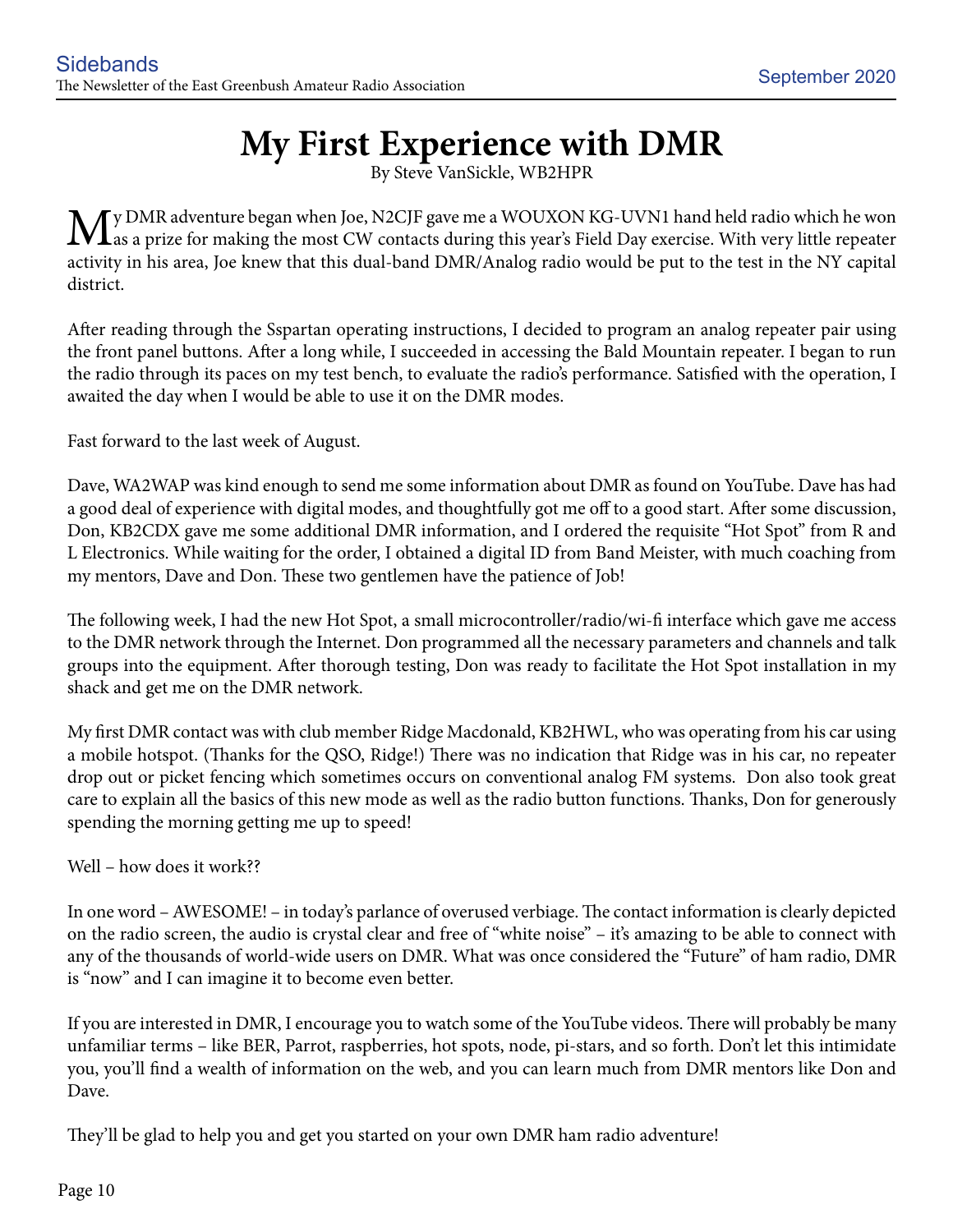# My First Experience with DMR

By Steve VanSickle, WB2HPR

My DMR adventure began when Joe, N2CJF gave me a WOUXON KG-UVN1 hand held radio which he won as a prize for making the most CW contacts during this year's Field Day exercise. With very little repeater activity in his area, Joe knew that this dual-band DMR/Analog radio would be put to the test in the NY capital district.

After reading through the Sspartan operating instructions, I decided to program an analog repeater pair using the front panel buttons. After a long while, I succeeded in accessing the Bald Mountain repeater. I began to run the radio through its paces on my test bench, to evaluate the radio's performance. Satisfied with the operation, I awaited the day when I would be able to use it on the DMR modes.

Fast forward to the last week of August.

Dave, WA2WAP was kind enough to send me some information about DMR as found on YouTube. Dave has had a good deal of experience with digital modes, and thoughtfully got me off to a good start. After some discussion, Don, KB2CDX gave me some additional DMR information, and I ordered the requisite "Hot Spot" from R and L Electronics. While waiting for the order, I obtained a digital ID from Band Meister, with much coaching from my mentors, Dave and Don. These two gentlemen have the patience of Job!

The following week, I had the new Hot Spot, a small microcontroller/radio/wi-fi interface which gave me access to the DMR network through the Internet. Don programmed all the necessary parameters and channels and talk groups into the equipment. After thorough testing, Don was ready to facilitate the Hot Spot installation in my shack and get me on the DMR network.

My first DMR contact was with club member Ridge Macdonald, KB2HWL, who was operating from his car using a mobile hotspot. (Thanks for the QSO, Ridge!) There was no indication that Ridge was in his car, no repeater drop out or picket fencing which sometimes occurs on conventional analog FM systems. Don also took great care to explain all the basics of this new mode as well as the radio button functions. Thanks, Don for generously spending the morning getting me up to speed!

Well – how does it work??

In one word – AWESOME! – in today's parlance of overused verbiage. The contact information is clearly depicted on the radio screen, the audio is crystal clear and free of "white noise" – it's amazing to be able to connect with any of the thousands of world-wide users on DMR. What was once considered the "Future" of ham radio, DMR is "now" and I can imagine it to become even better.

If you are interested in DMR, I encourage you to watch some of the YouTube videos. There will probably be many unfamiliar terms – like BER, Parrot, raspberries, hot spots, node, pi-stars, and so forth. Don't let this intimidate you, you'll find a wealth of information on the web, and you can learn much from DMR mentors like Don and Dave.

They'll be glad to help you and get you started on your own DMR ham radio adventure!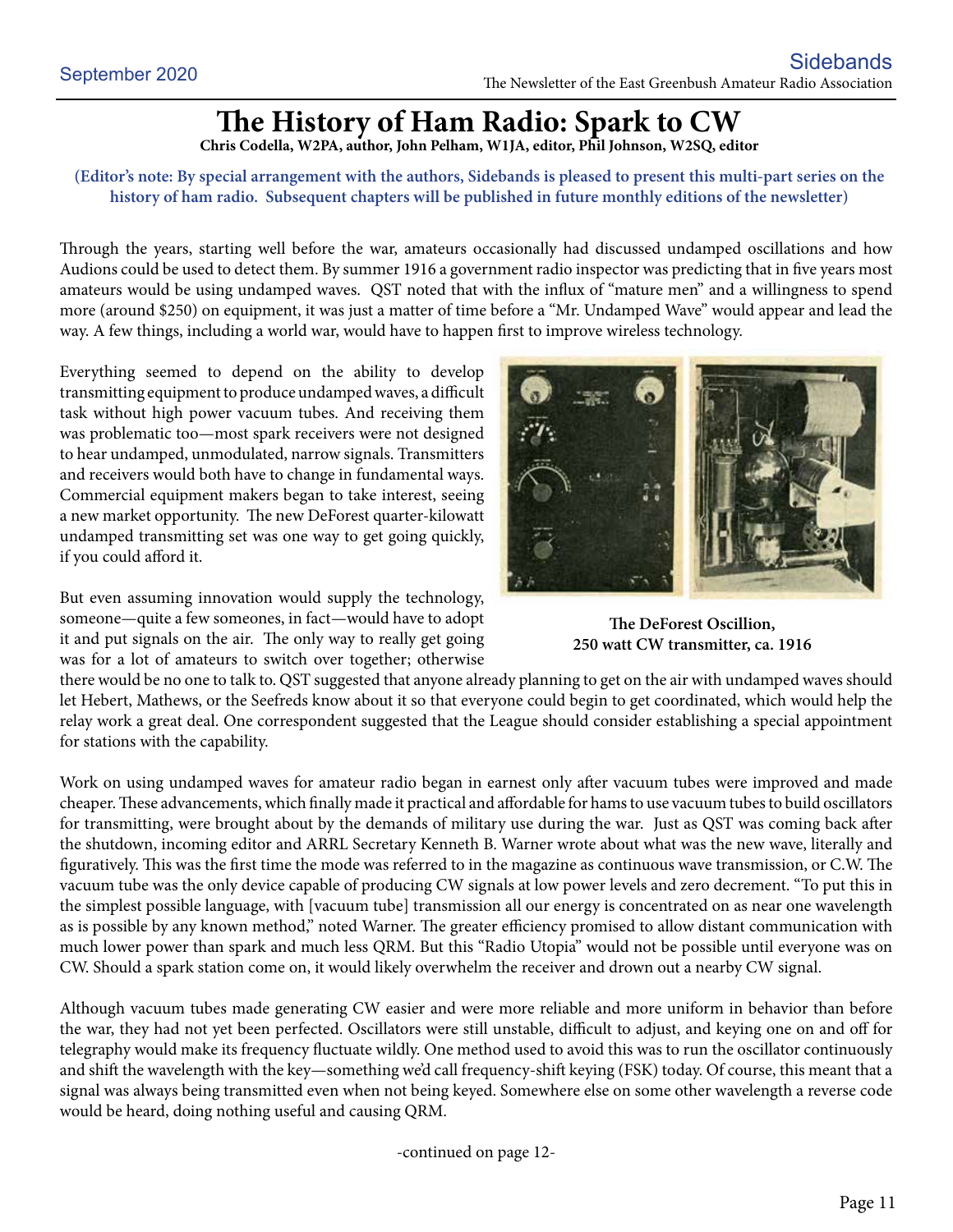# The History of Ham Radio: Spark to CW

**Chris Codella, W2PA, author, John Pelham, W1JA, editor, Phil Johnson, W2SQ, editor**

**(Editor's note: By special arrangement with the authors, Sidebands is pleased to present this multi-part series on the history of ham radio. Subsequent chapters will be published in future monthly editions of the newsletter)**

Through the years, starting well before the war, amateurs occasionally had discussed undamped oscillations and how Audions could be used to detect them. By summer 1916 a government radio inspector was predicting that in five years most amateurs would be using undamped waves. QST noted that with the influx of "mature men" and a willingness to spend more (around $250) on equipment, it was just a matter of time before a "Mr. Undamped Wave" would appear and lead the way. A few things, including a world war, would have to happen first to improve wireless technology.

Everything seemed to depend on the ability to develop transmitting equipment to produce undamped waves, a difficult task without high power vacuum tubes. And receiving them was problematic too—most spark receivers were not designed to hear undamped, unmodulated, narrow signals. Transmitters and receivers would both have to change in fundamental ways. Commercial equipment makers began to take interest, seeing a new market opportunity. The new DeForest quarter-kilowatt undamped transmitting set was one way to get going quickly, if you could afford it.

**The DeForest Oscillion, 250 watt CW transmitter, ca. 1916**

But even assuming innovation would supply the technology, someone—quite a few someones, in fact—would have to adopt it and put signals on the air. The only way to really get going was for a lot of amateurs to switch over together; otherwise there would be no one to talk to. QST suggested that anyone already planning to get on the air with undamped waves should let Hebert, Mathews, or the Seefreds know about it so that everyone could begin to get coordinated, which would help the relay work a great deal. One correspondent suggested that the League should consider establishing a special appointment for stations with the capability.

Work on using undamped waves for amateur radio began in earnest only after vacuum tubes were improved and made cheaper. These advancements, which finally made it practical and affordable for hams to use vacuum tubes to build oscillators for transmitting, were brought about by the demands of military use during the war. Just as QST was coming back after the shutdown, incoming editor and ARRL Secretary Kenneth B. Warner wrote about what was the new wave, literally and figuratively. This was the first time the mode was referred to in the magazine as continuous wave transmission, or C.W. The vacuum tube was the only device capable of producing CW signals at low power levels and zero decrement. "To put this in the simplest possible language, with [vacuum tube] transmission all our energy is concentrated on as near one wavelength as is possible by any known method," noted Warner. The greater efficiency promised to allow distant communication with much lower power than spark and much less QRM. But this "Radio Utopia" would not be possible until everyone was on CW. Should a spark station come on, it would likely overwhelm the receiver and drown out a nearby CW signal.

Although vacuum tubes made generating CW easier and were more reliable and more uniform in behavior than before the war, they had not yet been perfected. Oscillators were still unstable, difficult to adjust, and keying one on and off for telegraphy would make its frequency fluctuate wildly. One method used to avoid this was to run the oscillator continuously and shift the wavelength with the key—something we'd call frequency-shift keying (FSK) today. Of course, this meant that a signal was always being transmitted even when not being keyed. Somewhere else on some other wavelength a reverse code would be heard, doing nothing useful and causing QRM.

-continued on page 12-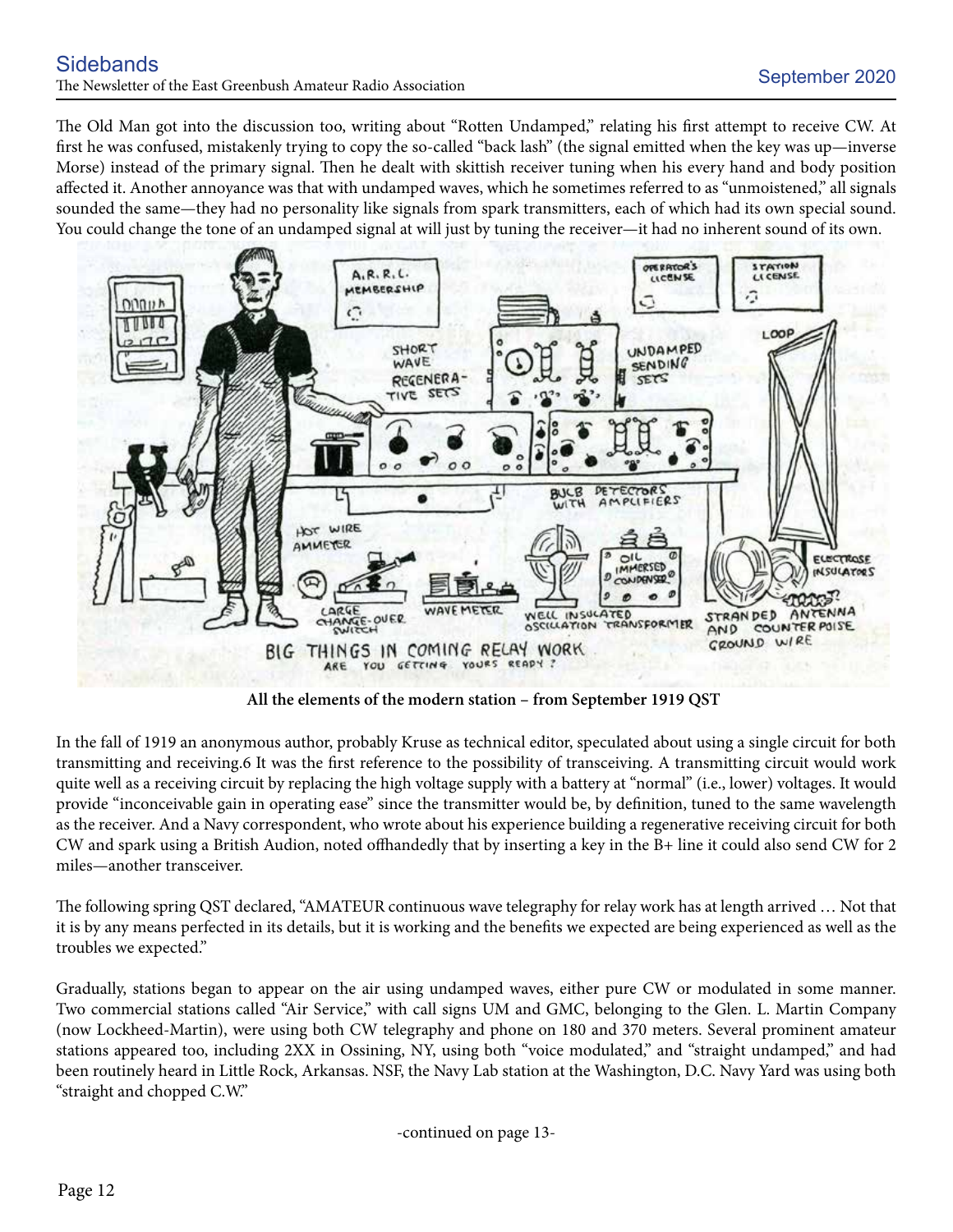The Old Man got into the discussion too, writing about "Rotten Undamped," relating his first attempt to receive CW. At first he was confused, mistakenly trying to copy the so-called "back lash" (the signal emitted when the key was up—inverse Morse) instead of the primary signal. Then he dealt with skittish receiver tuning when his every hand and body position affected it. Another annoyance was that with undamped waves, which he sometimes referred to as "unmoistened," all signals sounded the same—they had no personality like signals from spark transmitters, each of which had its own special sound. You could change the tone of an undamped signal at will just by tuning the receiver—it had no inherent sound of its own.

**All the elements of the modern station – from September 1919 QST**

In the fall of 1919 an anonymous author, probably Kruse as technical editor, speculated about using a single circuit for both transmitting and receiving.6 It was the first reference to the possibility of transceiving. A transmitting circuit would work quite well as a receiving circuit by replacing the high voltage supply with a battery at "normal" (i.e., lower) voltages. It would provide "inconceivable gain in operating ease" since the transmitter would be, by definition, tuned to the same wavelength as the receiver. And a Navy correspondent, who wrote about his experience building a regenerative receiving circuit for both CW and spark using a British Audion, noted offhandedly that by inserting a key in the B+ line it could also send CW for 2 miles—another transceiver.

The following spring QST declared, "AMATEUR continuous wave telegraphy for relay work has at length arrived … Not that it is by any means perfected in its details, but it is working and the benefits we expected are being experienced as well as the troubles we expected."

Gradually, stations began to appear on the air using undamped waves, either pure CW or modulated in some manner. Two commercial stations called "Air Service," with call signs UM and GMC, belonging to the Glen. L. Martin Company (now Lockheed-Martin), were using both CW telegraphy and phone on 180 and 370 meters. Several prominent amateur stations appeared too, including 2XX in Ossining, NY, using both "voice modulated," and "straight undamped," and had been routinely heard in Little Rock, Arkansas. NSF, the Navy Lab station at the Washington, D.C. Navy Yard was using both "straight and chopped C.W."

-continued on page 13-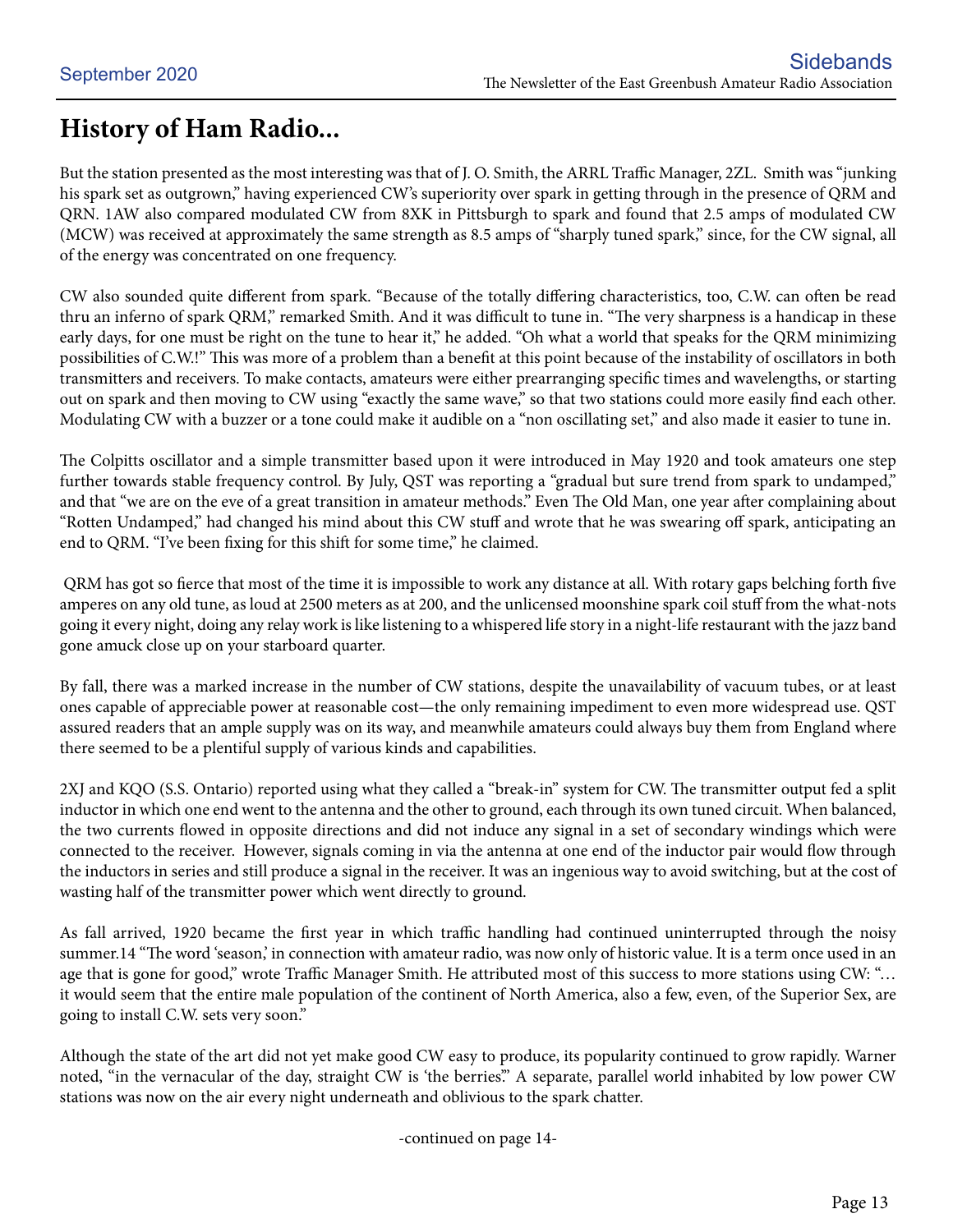# History of Ham Radio...

But the station presented as the most interesting was that of J. O. Smith, the ARRL Traffic Manager, 2ZL. Smith was "junking his spark set as outgrown," having experienced CW's superiority over spark in getting through in the presence of QRM and QRN. 1AW also compared modulated CW from 8XK in Pittsburgh to spark and found that 2.5 amps of modulated CW (MCW) was received at approximately the same strength as 8.5 amps of "sharply tuned spark," since, for the CW signal, all of the energy was concentrated on one frequency.

CW also sounded quite different from spark. "Because of the totally differing characteristics, too, C.W. can often be read thru an inferno of spark QRM," remarked Smith. And it was difficult to tune in. "The very sharpness is a handicap in these early days, for one must be right on the tune to hear it," he added. "Oh what a world that speaks for the QRM minimizing possibilities of C.W.!" This was more of a problem than a benefit at this point because of the instability of oscillators in both transmitters and receivers. To make contacts, amateurs were either prearranging specific times and wavelengths, or starting out on spark and then moving to CW using "exactly the same wave," so that two stations could more easily find each other. Modulating CW with a buzzer or a tone could make it audible on a "non oscillating set," and also made it easier to tune in.

The Colpitts oscillator and a simple transmitter based upon it were introduced in May 1920 and took amateurs one step further towards stable frequency control. By July, QST was reporting a "gradual but sure trend from spark to undamped," and that "we are on the eve of a great transition in amateur methods." Even The Old Man, one year after complaining about "Rotten Undamped," had changed his mind about this CW stuff and wrote that he was swearing off spark, anticipating an end to QRM. "I've been fixing for this shift for some time," he claimed.

QRM has got so fierce that most of the time it is impossible to work any distance at all. With rotary gaps belching forth five amperes on any old tune, as loud at 2500 meters as at 200, and the unlicensed moonshine spark coil stuff from the what-nots going it every night, doing any relay work is like listening to a whispered life story in a night-life restaurant with the jazz band gone amuck close up on your starboard quarter.

By fall, there was a marked increase in the number of CW stations, despite the unavailability of vacuum tubes, or at least ones capable of appreciable power at reasonable cost—the only remaining impediment to even more widespread use. QST assured readers that an ample supply was on its way, and meanwhile amateurs could always buy them from England where there seemed to be a plentiful supply of various kinds and capabilities.

2XJ and KQO (S.S. Ontario) reported using what they called a "break-in" system for CW. The transmitter output fed a split inductor in which one end went to the antenna and the other to ground, each through its own tuned circuit. When balanced, the two currents flowed in opposite directions and did not induce any signal in a set of secondary windings which were connected to the receiver. However, signals coming in via the antenna at one end of the inductor pair would flow through the inductors in series and still produce a signal in the receiver. It was an ingenious way to avoid switching, but at the cost of wasting half of the transmitter power which went directly to ground.

As fall arrived, 1920 became the first year in which traffic handling had continued uninterrupted through the noisy summer.14 "The word 'season,' in connection with amateur radio, was now only of historic value. It is a term once used in an age that is gone for good," wrote Traffic Manager Smith. He attributed most of this success to more stations using CW: "… it would seem that the entire male population of the continent of North America, also a few, even, of the Superior Sex, are going to install C.W. sets very soon."

Although the state of the art did not yet make good CW easy to produce, its popularity continued to grow rapidly. Warner noted, "in the vernacular of the day, straight CW is 'the berries.'" A separate, parallel world inhabited by low power CW stations was now on the air every night underneath and oblivious to the spark chatter.

-continued on page 14-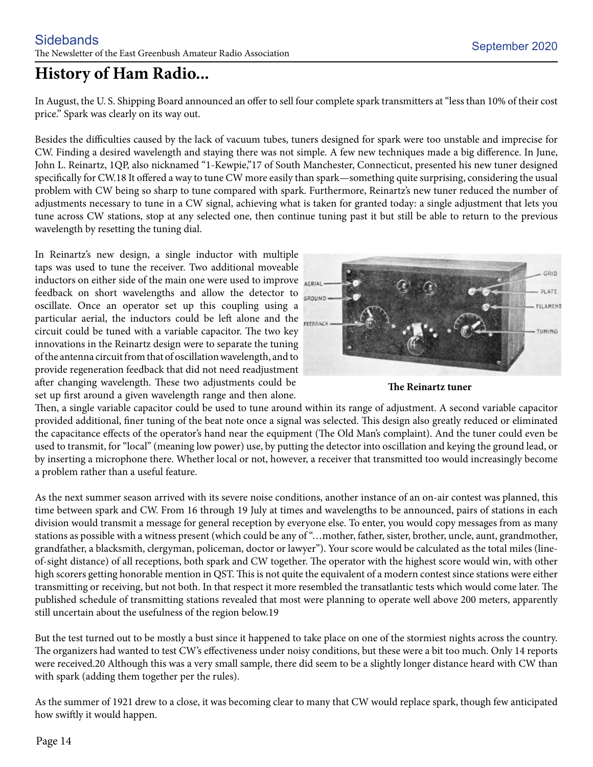# History of Ham Radio...

In August, the U. S. Shipping Board announced an offer to sell four complete spark transmitters at "less than 10% of their cost price." Spark was clearly on its way out.

Besides the difficulties caused by the lack of vacuum tubes, tuners designed for spark were too unstable and imprecise for CW. Finding a desired wavelength and staying there was not simple. A few new techniques made a big difference. In June, John L. Reinartz, 1QP, also nicknamed "1-Kewpie,"17 of South Manchester, Connecticut, presented his new tuner designed specifically for CW.18 It offered a way to tune CW more easily than spark—something quite surprising, considering the usual problem with CW being so sharp to tune compared with spark. Furthermore, Reinartz's new tuner reduced the number of adjustments necessary to tune in a CW signal, achieving what is taken for granted today: a single adjustment that lets you tune across CW stations, stop at any selected one, then continue tuning past it but still be able to return to the previous wavelength by resetting the tuning dial.

In Reinartz's new design, a single inductor with multiple taps was used to tune the receiver. Two additional moveable inductors on either side of the main one were used to improve feedback on short wavelengths and allow the detector to oscillate. Once an operator set up this coupling using a particular aerial, the inductors could be left alone and the circuit could be tuned with a variable capacitor. The two key innovations in the Reinartz design were to separate the tuning of the antenna circuit from that of oscillation wavelength, and to provide regeneration feedback that did not need readjustment after changing wavelength. These two adjustments could be set up first around a given wavelength range and then alone. Then, a single variable capacitor could be used to tune around within its range of adjustment. A second variable capacitor provided additional, finer tuning of the beat note once a signal was selected. This design also greatly reduced or eliminated the capacitance effects of the operator's hand near the equipment (The Old Man's complaint). And the tuner could even be used to transmit, for "local" (meaning low power) use, by putting the detector into oscillation and keying the ground lead, or by inserting a microphone there. Whether local or not, however, a receiver that transmitted too would increasingly become a problem rather than a useful feature.

**The Reinartz tuner**

As the next summer season arrived with its severe noise conditions, another instance of an on-air contest was planned, this time between spark and CW. From 16 through 19 July at times and wavelengths to be announced, pairs of stations in each division would transmit a message for general reception by everyone else. To enter, you would copy messages from as many stations as possible with a witness present (which could be any of "…mother, father, sister, brother, uncle, aunt, grandmother, grandfather, a blacksmith, clergyman, policeman, doctor or lawyer"). Your score would be calculated as the total miles (line-of-sight distance) of all receptions, both spark and CW together. The operator with the highest score would win, with other high scorers getting honorable mention in QST. This is not quite the equivalent of a modern contest since stations were either transmitting or receiving, but not both. In that respect it more resembled the transatlantic tests which would come later. The published schedule of transmitting stations revealed that most were planning to operate well above 200 meters, apparently still uncertain about the usefulness of the region below.19

But the test turned out to be mostly a bust since it happened to take place on one of the stormiest nights across the country. The organizers had wanted to test CW's effectiveness under noisy conditions, but these were a bit too much. Only 14 reports were received.20 Although this was a very small sample, there did seem to be a slightly longer distance heard with CW than with spark (adding them together per the rules).

As the summer of 1921 drew to a close, it was becoming clear to many that CW would replace spark, though few anticipated how swiftly it would happen.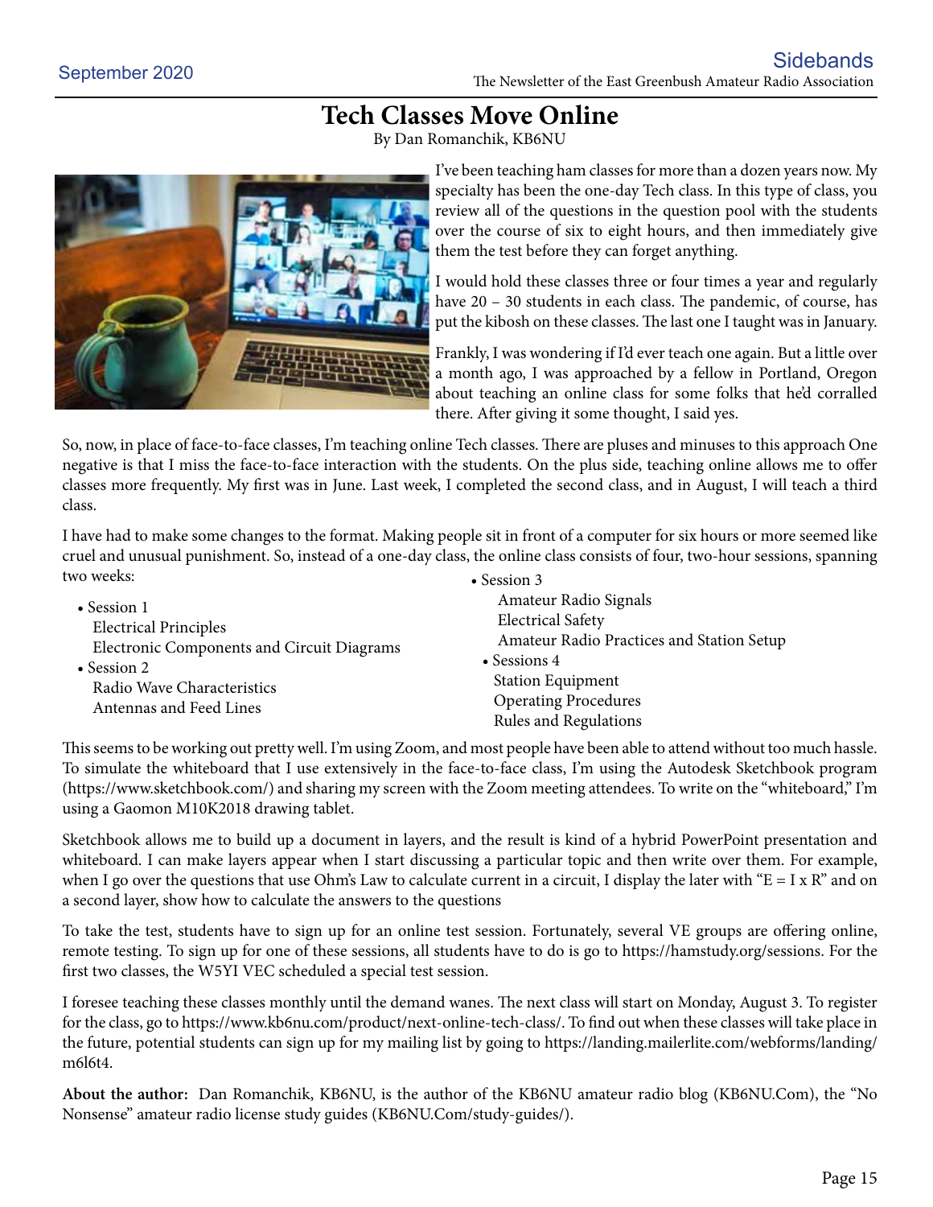# Tech Classes Move Online

By Dan Romanchik, KB6NU

I've been teaching ham classes for more than a dozen years now. My specialty has been the one-day Tech class. In this type of class, you review all of the questions in the question pool with the students over the course of six to eight hours, and then immediately give them the test before they can forget anything.

I would hold these classes three or four times a year and regularly have 20 – 30 students in each class. The pandemic, of course, has put the kibosh on these classes. The last one I taught was in January.

Frankly, I was wondering if I'd ever teach one again. But a little over a month ago, I was approached by a fellow in Portland, Oregon about teaching an online class for some folks that he'd corralled there. After giving it some thought, I said yes.

So, now, in place of face-to-face classes, I'm teaching online Tech classes. There are pluses and minuses to this approach One negative is that I miss the face-to-face interaction with the students. On the plus side, teaching online allows me to offer classes more frequently. My first was in June. Last week, I completed the second class, and in August, I will teach a third class.

I have had to make some changes to the format. Making people sit in front of a computer for six hours or more seemed like cruel and unusual punishment. So, instead of a one-day class, the online class consists of four, two-hour sessions, spanning two weeks:

- Session 1
  - Electrical Principles
  - Electronic Components and Circuit Diagrams
- Session 2
  - Radio Wave Characteristics
  - Antennas and Feed Lines
- Session 3
  - Amateur Radio Signals
  - Electrical Safety
  - Amateur Radio Practices and Station Setup
- Sessions 4
  - Station Equipment
  - Operating Procedures
  - Rules and Regulations

This seems to be working out pretty well. I'm using Zoom, and most people have been able to attend without too much hassle. To simulate the whiteboard that I use extensively in the face-to-face class, I'm using the Autodesk Sketchbook program (https://www.sketchbook.com/) and sharing my screen with the Zoom meeting attendees. To write on the "whiteboard," I'm using a Gaomon M10K2018 drawing tablet.

Sketchbook allows me to build up a document in layers, and the result is kind of a hybrid PowerPoint presentation and whiteboard. I can make layers appear when I start discussing a particular topic and then write over them. For example, when I go over the questions that use Ohm's Law to calculate current in a circuit, I display the later with "E = I x R" and on a second layer, show how to calculate the answers to the questions

To take the test, students have to sign up for an online test session. Fortunately, several VE groups are offering online, remote testing. To sign up for one of these sessions, all students have to do is go to https://hamstudy.org/sessions. For the first two classes, the W5YI VEC scheduled a special test session.

I foresee teaching these classes monthly until the demand wanes. The next class will start on Monday, August 3. To register for the class, go to https://www.kb6nu.com/product/next-online-tech-class/. To find out when these classes will take place in the future, potential students can sign up for my mailing list by going to https://landing.mailerlite.com/webforms/landing/m6l6t4.

**About the author:** Dan Romanchik, KB6NU, is the author of the KB6NU amateur radio blog (KB6NU.Com), the "No Nonsense" amateur radio license study guides (KB6NU.Com/study-guides/).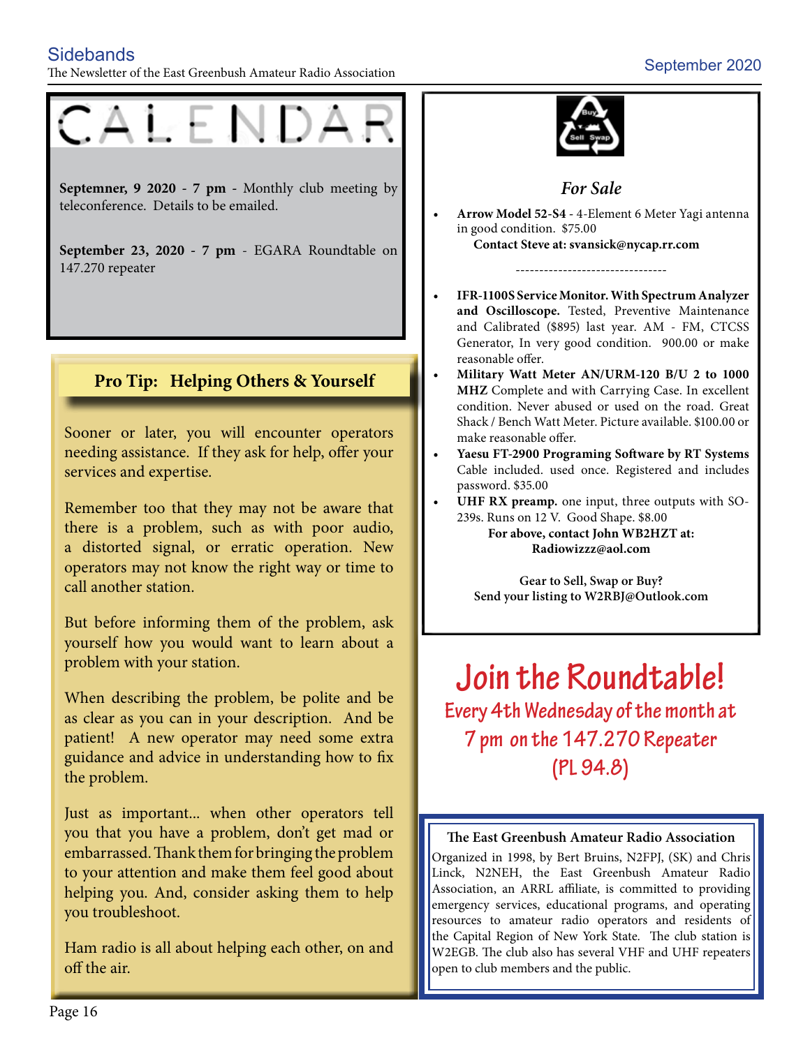# CALENDAR

**Septemner, 9 2020 - 7 pm** - Monthly club meeting by teleconference. Details to be emailed.

**September 23, 2020 - 7 pm** - EGARA Roundtable on 147.270 repeater

## Pro Tip: Helping Others & Yourself

Sooner or later, you will encounter operators needing assistance. If they ask for help, offer your services and expertise.

Remember too that they may not be aware that there is a problem, such as with poor audio, a distorted signal, or erratic operation. New operators may not know the right way or time to call another station.

But before informing them of the problem, ask yourself how you would want to learn about a problem with your station.

When describing the problem, be polite and be as clear as you can in your description. And be patient! A new operator may need some extra guidance and advice in understanding how to fix the problem.

Just as important... when other operators tell you that you have a problem, don't get mad or embarrassed. Thank them for bringing the problem to your attention and make them feel good about helping you. And, consider asking them to help you troubleshoot.

Ham radio is all about helping each other, on and off the air.

## *For Sale*

- **Arrow Model 52-S4** - 4-Element 6 Meter Yagi antenna in good condition. $75.00

  **Contact Steve at: svansick@nycap.rr.com**

--------------------------------

- **IFR-1100S Service Monitor. With Spectrum Analyzer and Oscilloscope.** Tested, Preventive Maintenance and Calibrated ($895) last year. AM - FM, CTCSS Generator, In very good condition. 900.00 or make reasonable offer.
- **Military Watt Meter AN/URM-120 B/U 2 to 1000 MHZ** Complete and with Carrying Case. In excellent condition. Never abused or used on the road. Great Shack / Bench Watt Meter. Picture available. $100.00 or make reasonable offer.
- **Yaesu FT-2900 Programing Software by RT Systems** Cable included. used once. Registered and includes password. $35.00
- **UHF RX preamp.** one input, three outputs with SO-239s. Runs on 12 V. Good Shape. $8.00

**For above, contact John WB2HZT at: Radiowizzz@aol.com**

**Gear to Sell, Swap or Buy?**
**Send your listing to W2RBJ@Outlook.com**

## Join the Roundtable!

**Every 4th Wednesday of the month at 7 pm on the 147.270 Repeater (PL 94.8)**

### The East Greenbush Amateur Radio Association

Organized in 1998, by Bert Bruins, N2FPJ, (SK) and Chris Linck, N2NEH, the East Greenbush Amateur Radio Association, an ARRL affiliate, is committed to providing emergency services, educational programs, and operating resources to amateur radio operators and residents of the Capital Region of New York State. The club station is W2EGB. The club also has several VHF and UHF repeaters open to club members and the public.